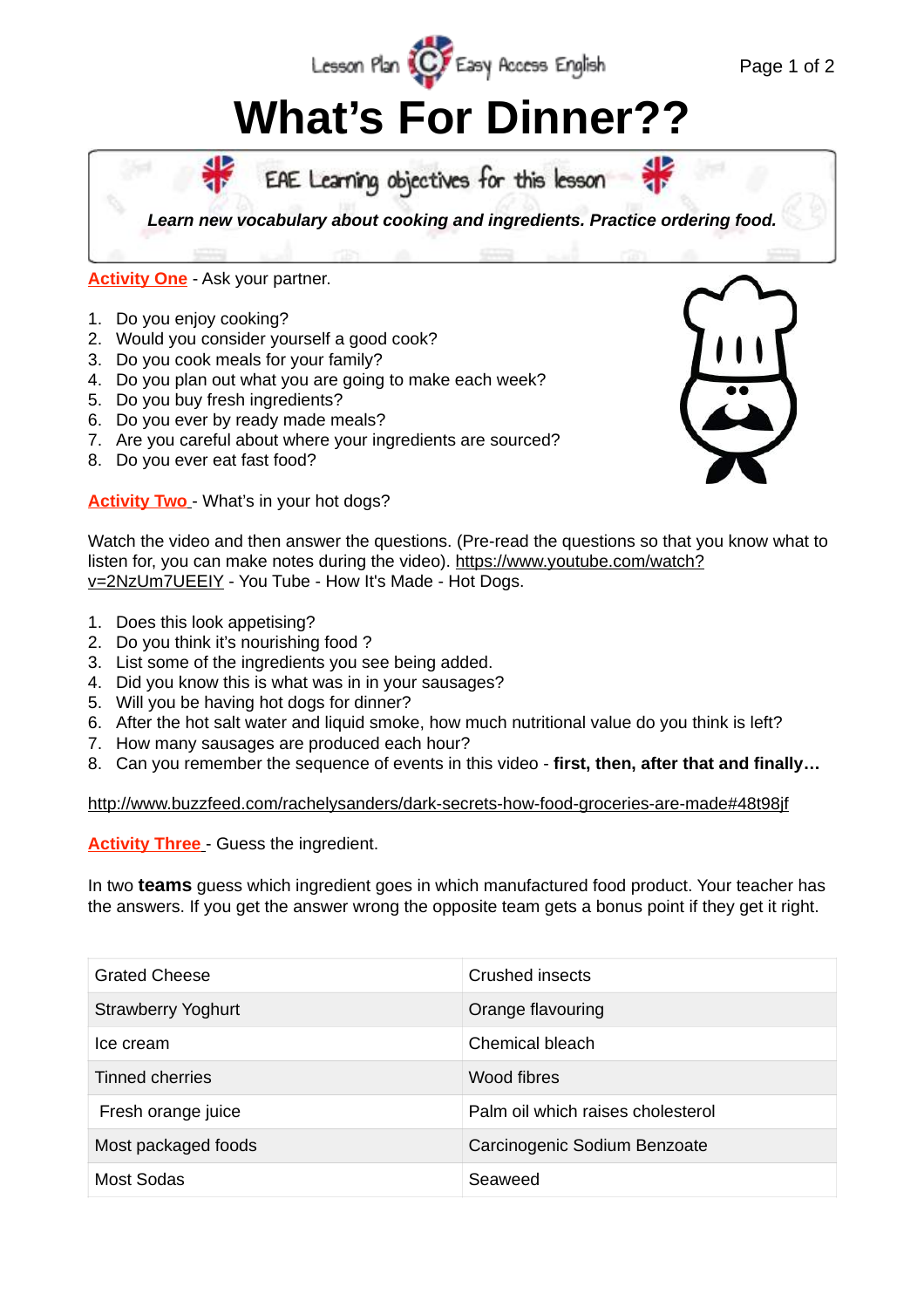# What's For Dinner??

**EAE Learning objectives for this lesson**

***Learn new vocabulary about cooking and ingredients. Practice ordering food.***

**Activity One** - Ask your partner.

1. Do you enjoy cooking?
2. Would you consider yourself a good cook?
3. Do you cook meals for your family?
4. Do you plan out what you are going to make each week?
5. Do you buy fresh ingredients?
6. Do you ever by ready made meals?
7. Are you careful about where your ingredients are sourced?
8. Do you ever eat fast food?

**Activity Two** - What's in your hot dogs?

Watch the video and then answer the questions. (Pre-read the questions so that you know what to listen for, you can make notes during the video). https://www.youtube.com/watch?v=2NzUm7UEEIY - You Tube - How It's Made - Hot Dogs.

1. Does this look appetising?
2. Do you think it's nourishing food ?
3. List some of the ingredients you see being added.
4. Did you know this is what was in in your sausages?
5. Will you be having hot dogs for dinner?
6. After the hot salt water and liquid smoke, how much nutritional value do you think is left?
7. How many sausages are produced each hour?
8. Can you remember the sequence of events in this video - **first, then, after that and finally…**

http://www.buzzfeed.com/rachelysanders/dark-secrets-how-food-groceries-are-made#48t98jf

**Activity Three** - Guess the ingredient.

In two **teams** guess which ingredient goes in which manufactured food product. Your teacher has the answers. If you get the answer wrong the opposite team gets a bonus point if they get it right.

| | |
|---|---|
| Grated Cheese | Crushed insects |
| Strawberry Yoghurt | Orange flavouring |
| Ice cream | Chemical bleach |
| Tinned cherries | Wood fibres |
| Fresh orange juice | Palm oil which raises cholesterol |
| Most packaged foods | Carcinogenic Sodium Benzoate |
| Most Sodas | Seaweed |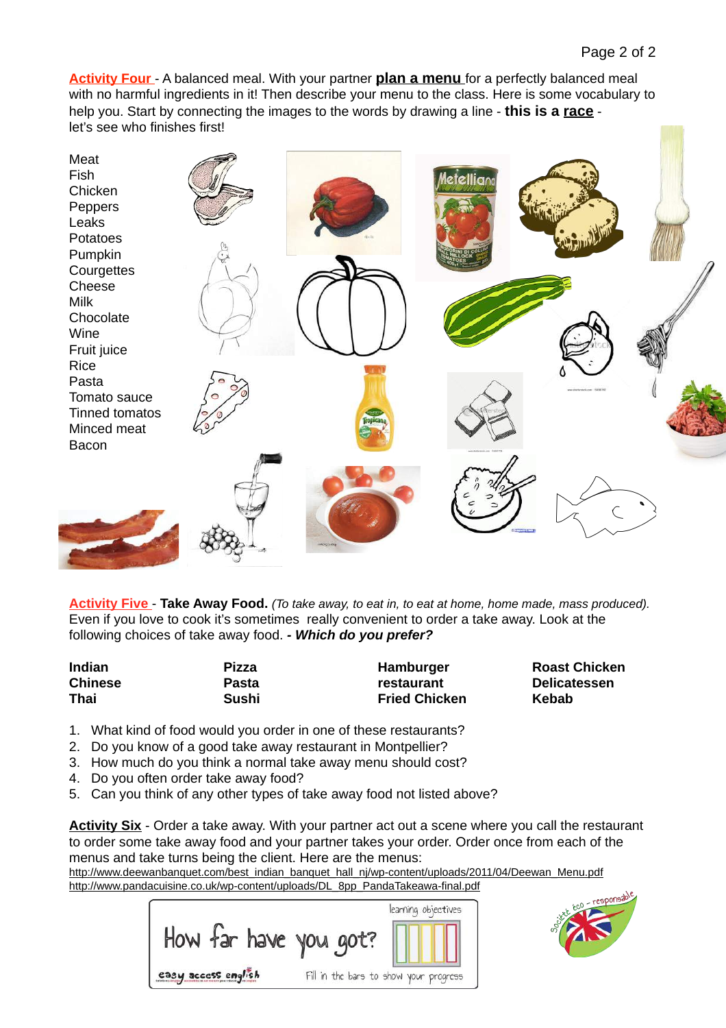**Activity Four** - A balanced meal. With your partner **plan a menu** for a perfectly balanced meal with no harmful ingredients in it! Then describe your menu to the class. Here is some vocabulary to help you. Start by connecting the images to the words by drawing a line - **this is a race** - let's see who finishes first!

Meat
Fish
Chicken
Peppers
Leaks
Potatoes
Pumpkin
Courgettes
Cheese
Milk
Chocolate
Wine
Fruit juice
Rice
Pasta
Tomato sauce
Tinned tomatos
Minced meat
Bacon

**Activity Five** - **Take Away Food.** *(To take away, to eat in, to eat at home, home made, mass produced).* Even if you love to cook it's sometimes really convenient to order a take away. Look at the following choices of take away food. ***- Which do you prefer?***

| | | | |
|---|---|---|---|
| **Indian** | **Pizza** | **Hamburger restaurant** | **Roast Chicken** |
| **Chinese** | **Pasta** | | **Delicatessen** |
| **Thai** | **Sushi** | **Fried Chicken** | **Kebab** |

1. What kind of food would you order in one of these restaurants?
2. Do you know of a good take away restaurant in Montpellier?
3. How much do you think a normal take away menu should cost?
4. Do you often order take away food?
5. Can you think of any other types of take away food not listed above?

**Activity Six** - Order a take away. With your partner act out a scene where you call the restaurant to order some take away food and your partner takes your order. Order once from each of the menus and take turns being the client. Here are the menus:
http://www.deewanbanquet.com/best_indian_banquet_hall_nj/wp-content/uploads/2011/04/Deewan_Menu.pdf
http://www.pandacuisine.co.uk/wp-content/uploads/DL_8pp_PandaTakeawa-final.pdf

How far have you got?
learning objectives
Fill in the bars to show your progress
easy access english